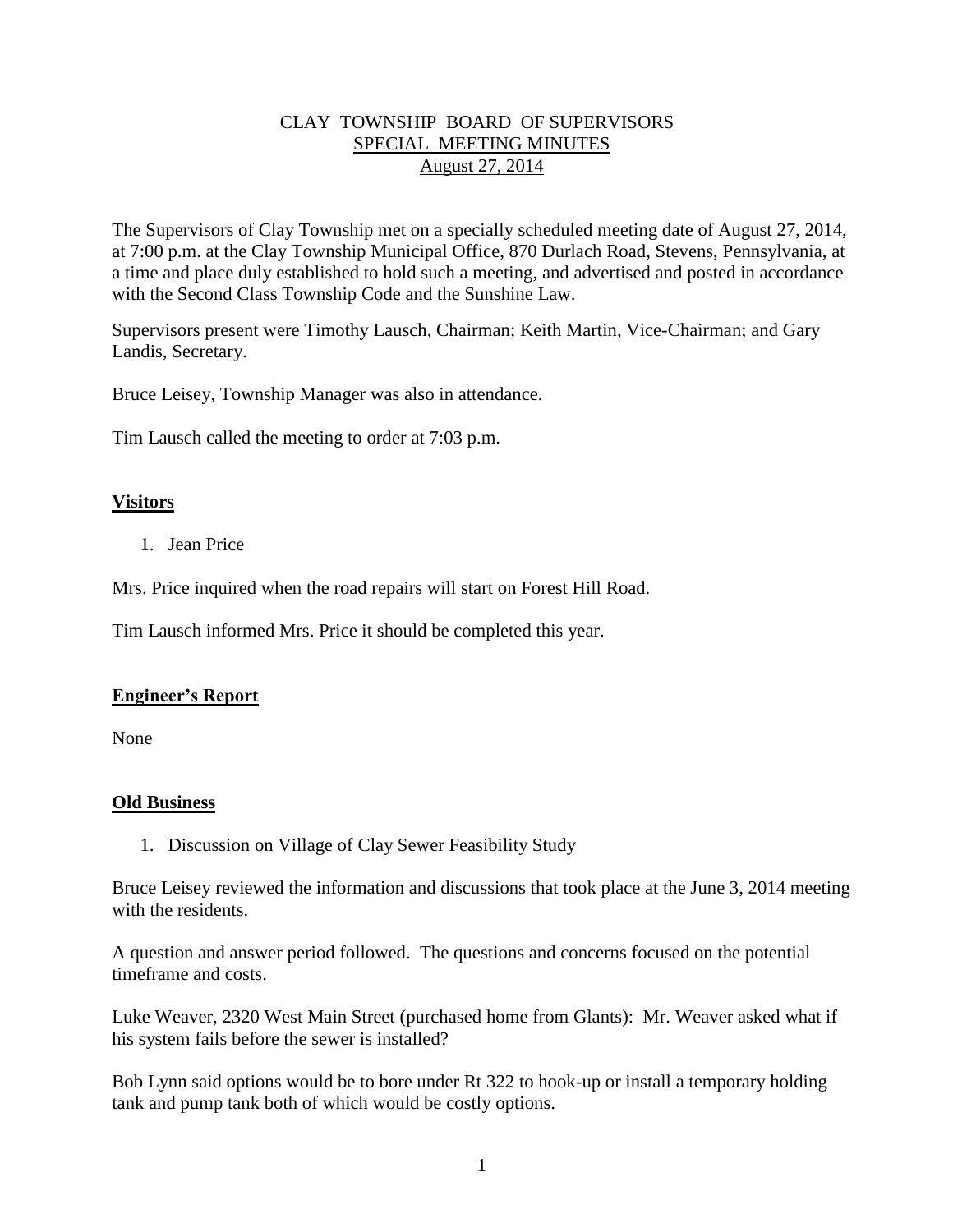# CLAY TOWNSHIP BOARD OF SUPERVISORS
## SPECIAL MEETING MINUTES
### August 27, 2014

The Supervisors of Clay Township met on a specially scheduled meeting date of August 27, 2014, at 7:00 p.m. at the Clay Township Municipal Office, 870 Durlach Road, Stevens, Pennsylvania, at a time and place duly established to hold such a meeting, and advertised and posted in accordance with the Second Class Township Code and the Sunshine Law.

Supervisors present were Timothy Lausch, Chairman; Keith Martin, Vice-Chairman; and Gary Landis, Secretary.

Bruce Leisey, Township Manager was also in attendance.

Tim Lausch called the meeting to order at 7:03 p.m.

## Visitors

1. Jean Price

Mrs. Price inquired when the road repairs will start on Forest Hill Road.

Tim Lausch informed Mrs. Price it should be completed this year.

## Engineer's Report

None

## Old Business

1. Discussion on Village of Clay Sewer Feasibility Study

Bruce Leisey reviewed the information and discussions that took place at the June 3, 2014 meeting with the residents.

A question and answer period followed. The questions and concerns focused on the potential timeframe and costs.

Luke Weaver, 2320 West Main Street (purchased home from Glants): Mr. Weaver asked what if his system fails before the sewer is installed?

Bob Lynn said options would be to bore under Rt 322 to hook-up or install a temporary holding tank and pump tank both of which would be costly options.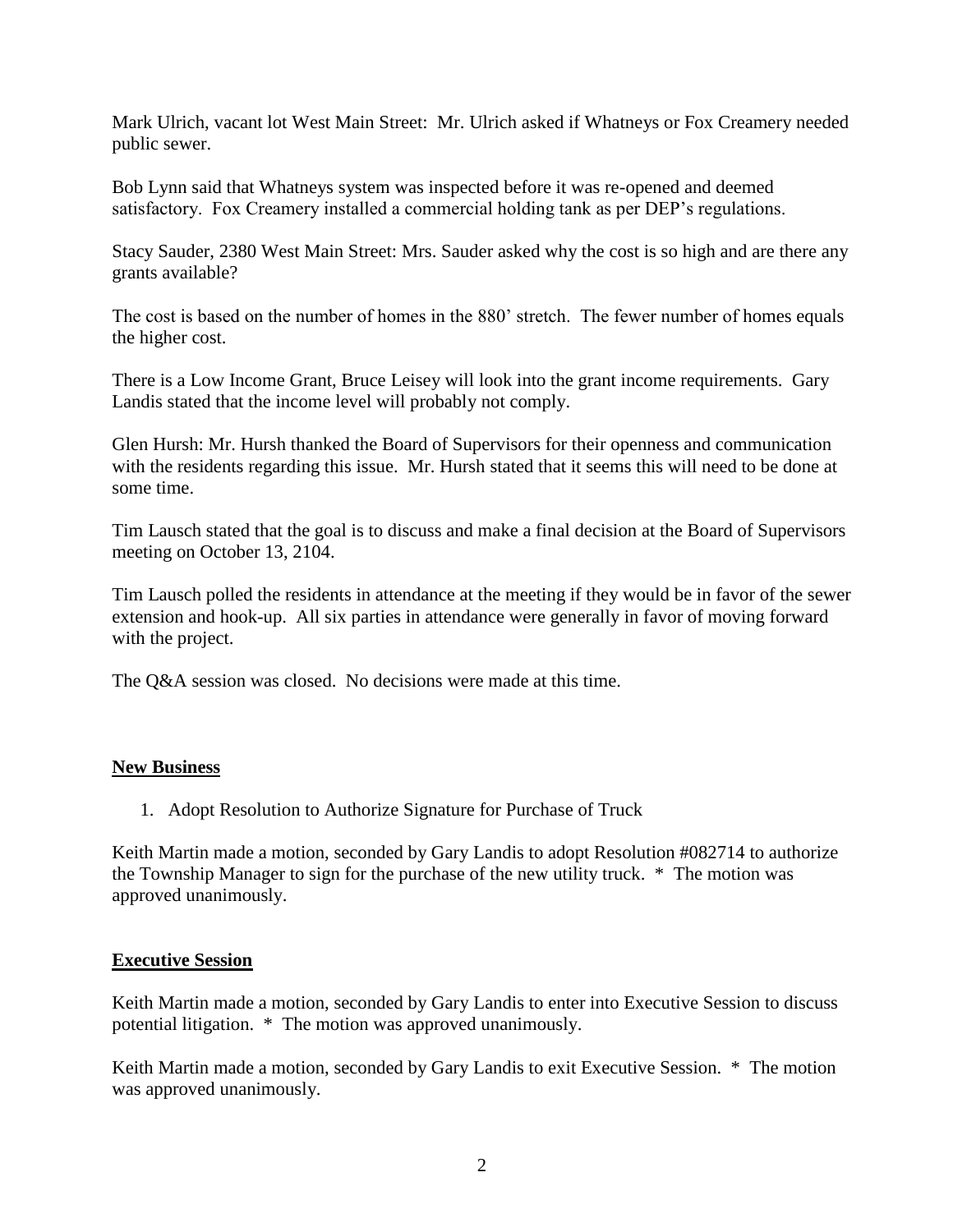Mark Ulrich, vacant lot West Main Street: Mr. Ulrich asked if Whatneys or Fox Creamery needed public sewer.

Bob Lynn said that Whatneys system was inspected before it was re-opened and deemed satisfactory. Fox Creamery installed a commercial holding tank as per DEP's regulations.

Stacy Sauder, 2380 West Main Street: Mrs. Sauder asked why the cost is so high and are there any grants available?

The cost is based on the number of homes in the 880' stretch. The fewer number of homes equals the higher cost.

There is a Low Income Grant, Bruce Leisey will look into the grant income requirements. Gary Landis stated that the income level will probably not comply.

Glen Hursh: Mr. Hursh thanked the Board of Supervisors for their openness and communication with the residents regarding this issue. Mr. Hursh stated that it seems this will need to be done at some time.

Tim Lausch stated that the goal is to discuss and make a final decision at the Board of Supervisors meeting on October 13, 2104.

Tim Lausch polled the residents in attendance at the meeting if they would be in favor of the sewer extension and hook-up. All six parties in attendance were generally in favor of moving forward with the project.

The Q&A session was closed. No decisions were made at this time.

## New Business

1. Adopt Resolution to Authorize Signature for Purchase of Truck

Keith Martin made a motion, seconded by Gary Landis to adopt Resolution #082714 to authorize the Township Manager to sign for the purchase of the new utility truck. * The motion was approved unanimously.

## Executive Session

Keith Martin made a motion, seconded by Gary Landis to enter into Executive Session to discuss potential litigation. * The motion was approved unanimously.

Keith Martin made a motion, seconded by Gary Landis to exit Executive Session. * The motion was approved unanimously.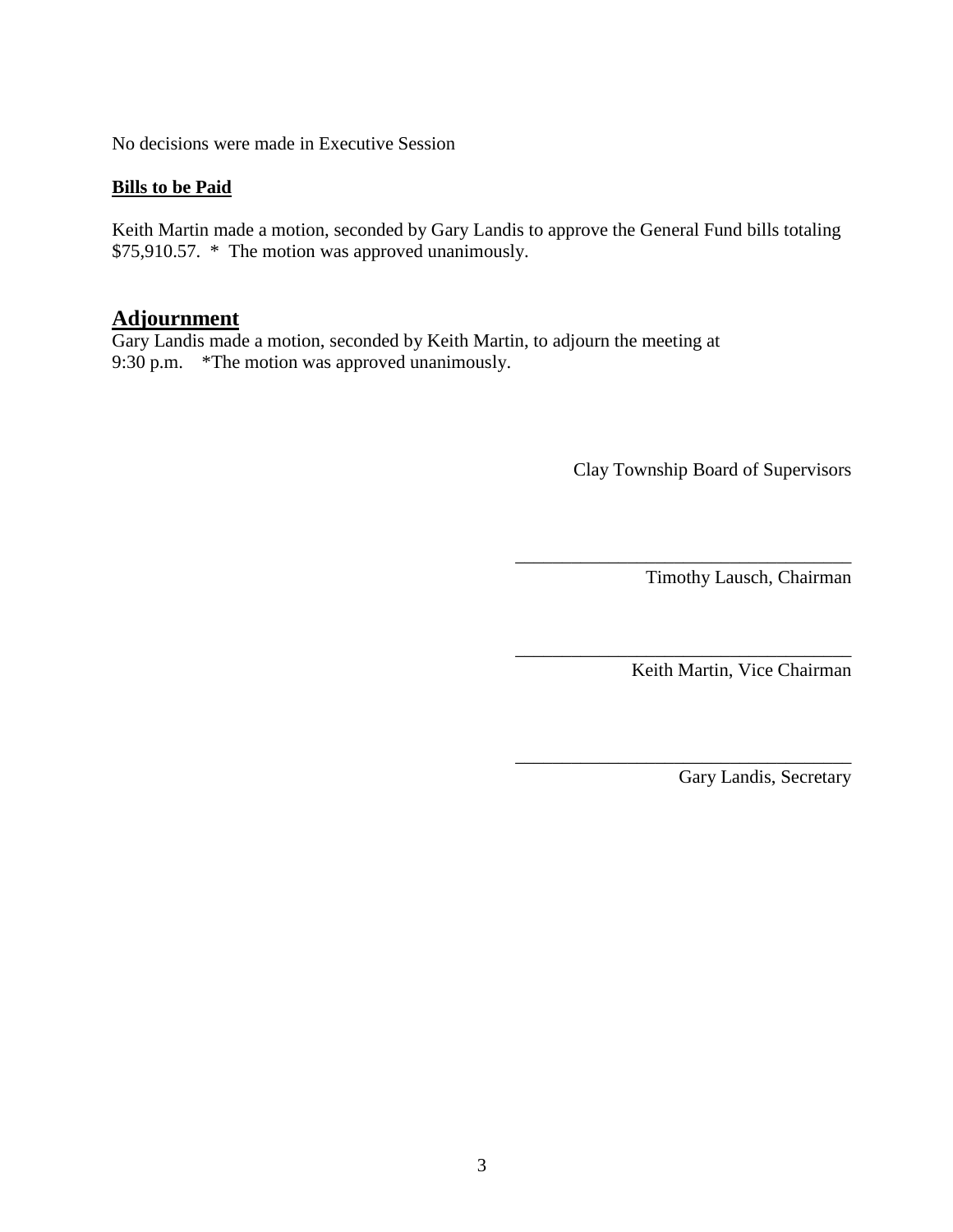No decisions were made in Executive Session

**Bills to be Paid**

Keith Martin made a motion, seconded by Gary Landis to approve the General Fund bills totaling $75,910.57. * The motion was approved unanimously.

## Adjournment

Gary Landis made a motion, seconded by Keith Martin, to adjourn the meeting at 9:30 p.m. *The motion was approved unanimously.

Clay Township Board of Supervisors

_____________________________________
Timothy Lausch, Chairman

_____________________________________
Keith Martin, Vice Chairman

_____________________________________
Gary Landis, Secretary